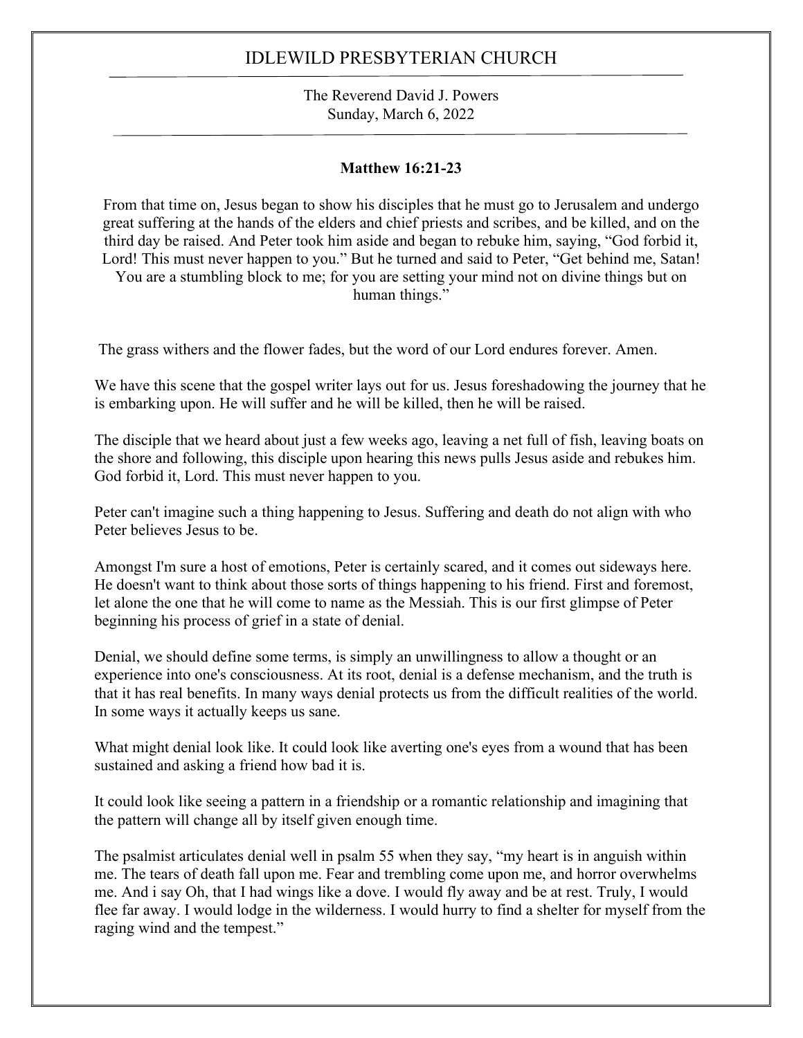# IDLEWILD PRESBYTERIAN CHURCH

The Reverend David J. Powers
Sunday, March 6, 2022

**Matthew 16:21-23**

From that time on, Jesus began to show his disciples that he must go to Jerusalem and undergo great suffering at the hands of the elders and chief priests and scribes, and be killed, and on the third day be raised. And Peter took him aside and began to rebuke him, saying, "God forbid it, Lord! This must never happen to you." But he turned and said to Peter, "Get behind me, Satan! You are a stumbling block to me; for you are setting your mind not on divine things but on human things."

The grass withers and the flower fades, but the word of our Lord endures forever. Amen.

We have this scene that the gospel writer lays out for us. Jesus foreshadowing the journey that he is embarking upon. He will suffer and he will be killed, then he will be raised.

The disciple that we heard about just a few weeks ago, leaving a net full of fish, leaving boats on the shore and following, this disciple upon hearing this news pulls Jesus aside and rebukes him. God forbid it, Lord. This must never happen to you.

Peter can't imagine such a thing happening to Jesus. Suffering and death do not align with who Peter believes Jesus to be.

Amongst I'm sure a host of emotions, Peter is certainly scared, and it comes out sideways here. He doesn't want to think about those sorts of things happening to his friend. First and foremost, let alone the one that he will come to name as the Messiah. This is our first glimpse of Peter beginning his process of grief in a state of denial.

Denial, we should define some terms, is simply an unwillingness to allow a thought or an experience into one's consciousness. At its root, denial is a defense mechanism, and the truth is that it has real benefits. In many ways denial protects us from the difficult realities of the world. In some ways it actually keeps us sane.

What might denial look like. It could look like averting one's eyes from a wound that has been sustained and asking a friend how bad it is.

It could look like seeing a pattern in a friendship or a romantic relationship and imagining that the pattern will change all by itself given enough time.

The psalmist articulates denial well in psalm 55 when they say, "my heart is in anguish within me. The tears of death fall upon me. Fear and trembling come upon me, and horror overwhelms me. And i say Oh, that I had wings like a dove. I would fly away and be at rest. Truly, I would flee far away. I would lodge in the wilderness. I would hurry to find a shelter for myself from the raging wind and the tempest."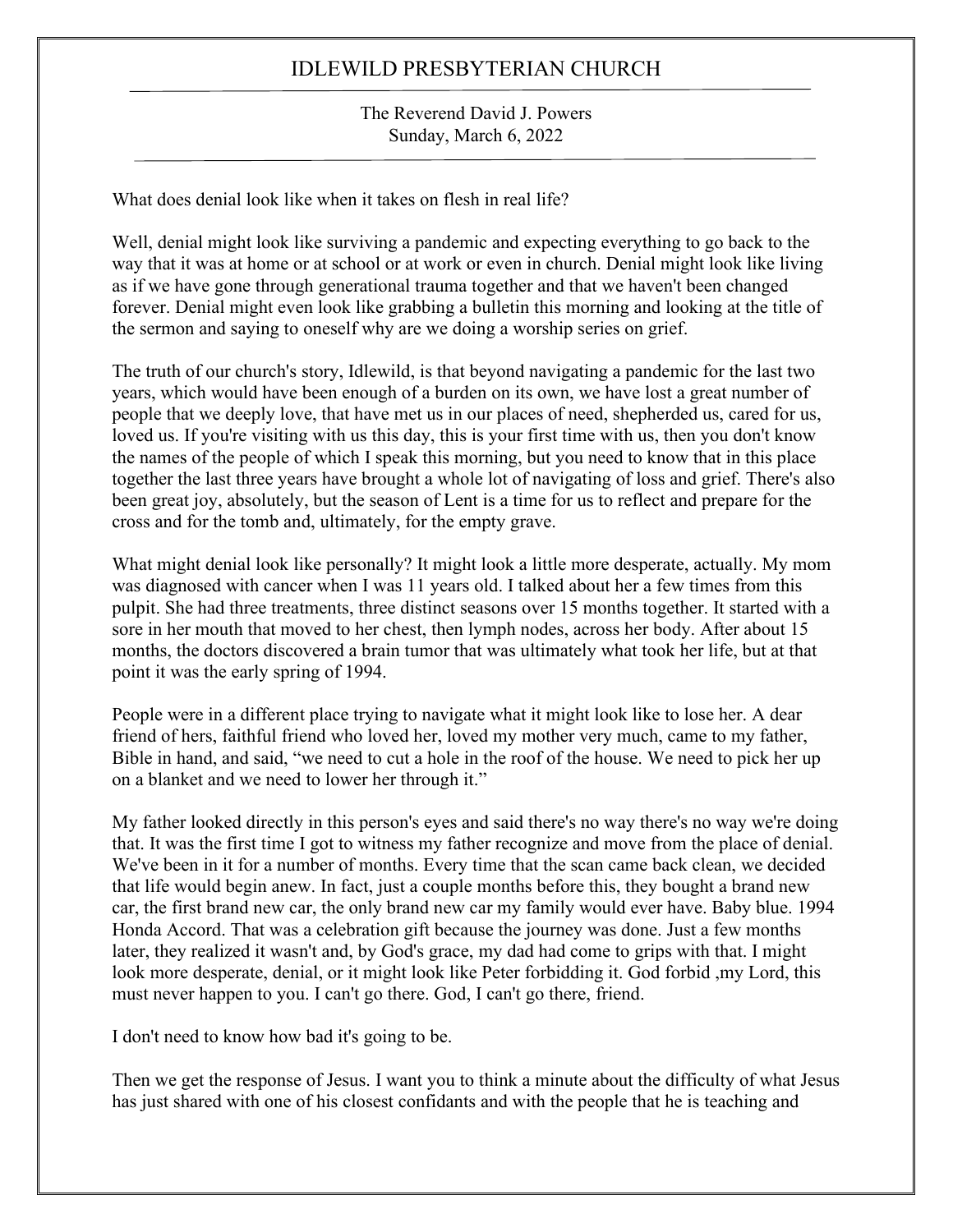# IDLEWILD PRESBYTERIAN CHURCH

The Reverend David J. Powers
Sunday, March 6, 2022

What does denial look like when it takes on flesh in real life?

Well, denial might look like surviving a pandemic and expecting everything to go back to the way that it was at home or at school or at work or even in church. Denial might look like living as if we have gone through generational trauma together and that we haven't been changed forever. Denial might even look like grabbing a bulletin this morning and looking at the title of the sermon and saying to oneself why are we doing a worship series on grief.

The truth of our church's story, Idlewild, is that beyond navigating a pandemic for the last two years, which would have been enough of a burden on its own, we have lost a great number of people that we deeply love, that have met us in our places of need, shepherded us, cared for us, loved us. If you're visiting with us this day, this is your first time with us, then you don't know the names of the people of which I speak this morning, but you need to know that in this place together the last three years have brought a whole lot of navigating of loss and grief. There's also been great joy, absolutely, but the season of Lent is a time for us to reflect and prepare for the cross and for the tomb and, ultimately, for the empty grave.

What might denial look like personally? It might look a little more desperate, actually. My mom was diagnosed with cancer when I was 11 years old. I talked about her a few times from this pulpit. She had three treatments, three distinct seasons over 15 months together. It started with a sore in her mouth that moved to her chest, then lymph nodes, across her body. After about 15 months, the doctors discovered a brain tumor that was ultimately what took her life, but at that point it was the early spring of 1994.

People were in a different place trying to navigate what it might look like to lose her. A dear friend of hers, faithful friend who loved her, loved my mother very much, came to my father, Bible in hand, and said, "we need to cut a hole in the roof of the house. We need to pick her up on a blanket and we need to lower her through it."

My father looked directly in this person's eyes and said there's no way there's no way we're doing that. It was the first time I got to witness my father recognize and move from the place of denial. We've been in it for a number of months. Every time that the scan came back clean, we decided that life would begin anew. In fact, just a couple months before this, they bought a brand new car, the first brand new car, the only brand new car my family would ever have. Baby blue. 1994 Honda Accord. That was a celebration gift because the journey was done. Just a few months later, they realized it wasn't and, by God's grace, my dad had come to grips with that. I might look more desperate, denial, or it might look like Peter forbidding it. God forbid ,my Lord, this must never happen to you. I can't go there. God, I can't go there, friend.

I don't need to know how bad it's going to be.

Then we get the response of Jesus. I want you to think a minute about the difficulty of what Jesus has just shared with one of his closest confidants and with the people that he is teaching and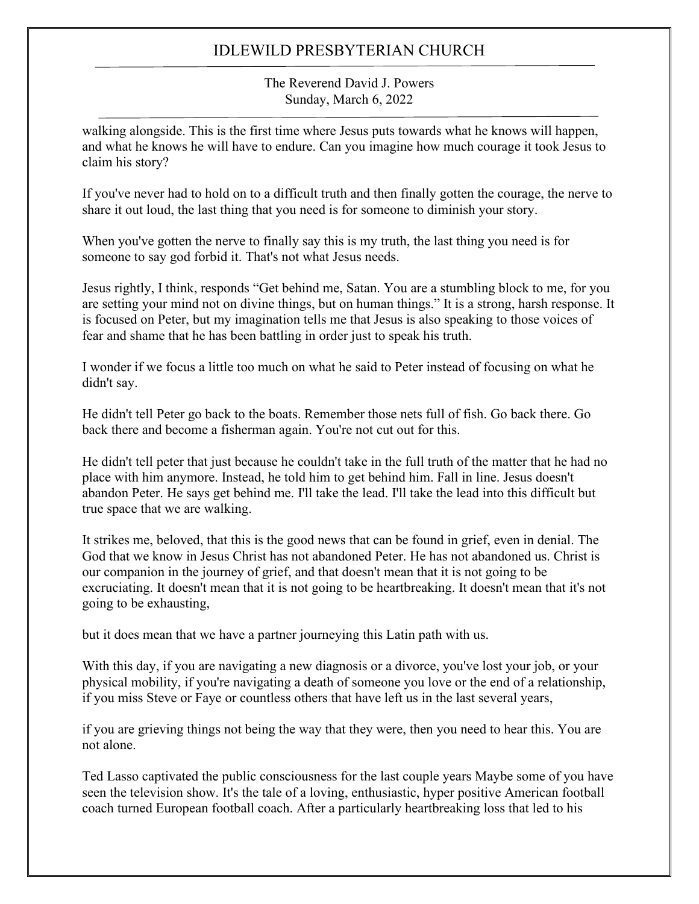walking alongside. This is the first time where Jesus puts towards what he knows will happen, and what he knows he will have to endure. Can you imagine how much courage it took Jesus to claim his story?

If you've never had to hold on to a difficult truth and then finally gotten the courage, the nerve to share it out loud, the last thing that you need is for someone to diminish your story.

When you've gotten the nerve to finally say this is my truth, the last thing you need is for someone to say god forbid it. That's not what Jesus needs.

Jesus rightly, I think, responds "Get behind me, Satan. You are a stumbling block to me, for you are setting your mind not on divine things, but on human things." It is a strong, harsh response. It is focused on Peter, but my imagination tells me that Jesus is also speaking to those voices of fear and shame that he has been battling in order just to speak his truth.

I wonder if we focus a little too much on what he said to Peter instead of focusing on what he didn't say.

He didn't tell Peter go back to the boats. Remember those nets full of fish. Go back there. Go back there and become a fisherman again. You're not cut out for this.

He didn't tell peter that just because he couldn't take in the full truth of the matter that he had no place with him anymore. Instead, he told him to get behind him. Fall in line. Jesus doesn't abandon Peter. He says get behind me. I'll take the lead. I'll take the lead into this difficult but true space that we are walking.

It strikes me, beloved, that this is the good news that can be found in grief, even in denial. The God that we know in Jesus Christ has not abandoned Peter. He has not abandoned us. Christ is our companion in the journey of grief, and that doesn't mean that it is not going to be excruciating. It doesn't mean that it is not going to be heartbreaking. It doesn't mean that it's not going to be exhausting,

but it does mean that we have a partner journeying this Latin path with us.

With this day, if you are navigating a new diagnosis or a divorce, you've lost your job, or your physical mobility, if you're navigating a death of someone you love or the end of a relationship, if you miss Steve or Faye or countless others that have left us in the last several years,

if you are grieving things not being the way that they were, then you need to hear this. You are not alone.

Ted Lasso captivated the public consciousness for the last couple years Maybe some of you have seen the television show. It's the tale of a loving, enthusiastic, hyper positive American football coach turned European football coach. After a particularly heartbreaking loss that led to his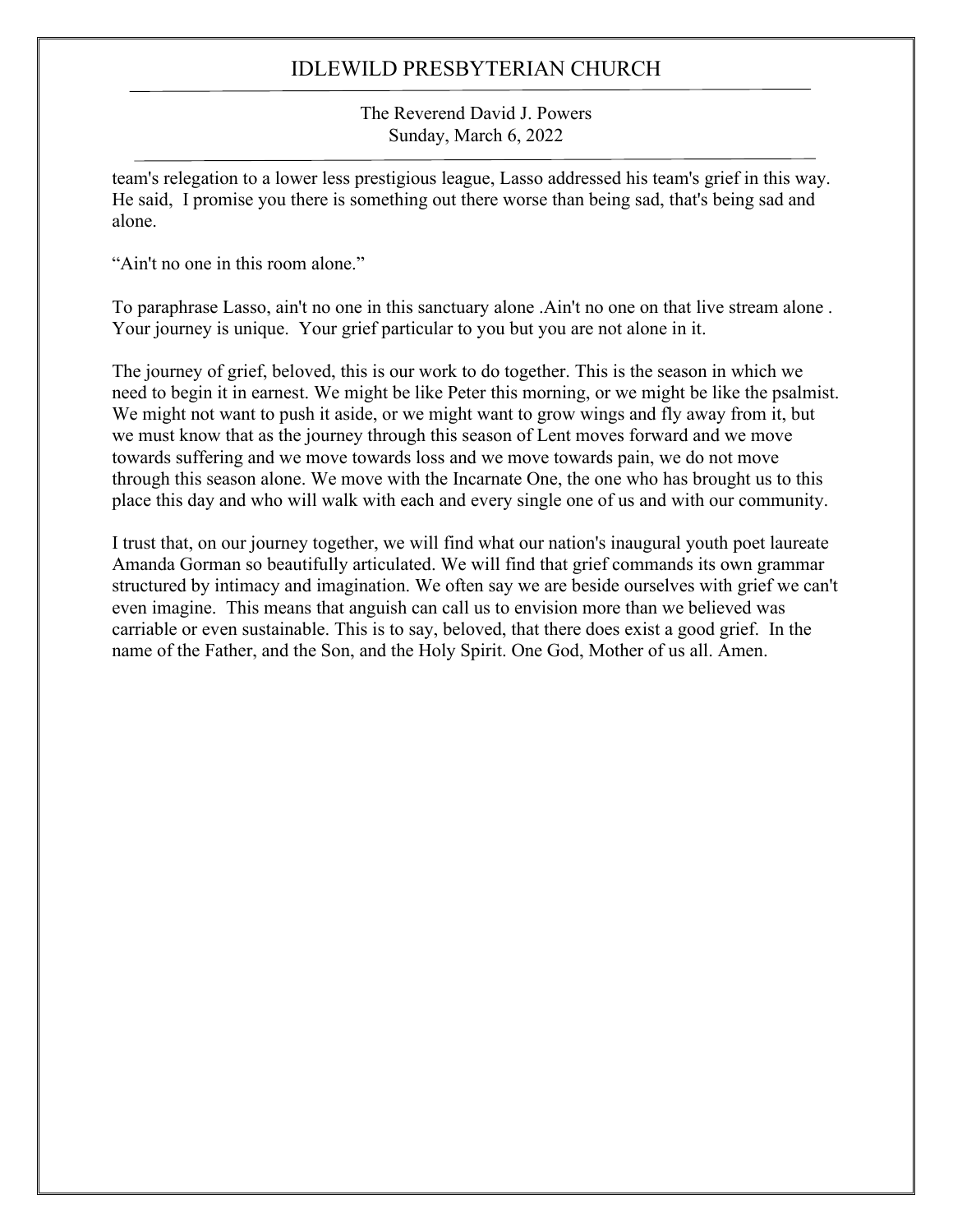team's relegation to a lower less prestigious league, Lasso addressed his team's grief in this way. He said,  I promise you there is something out there worse than being sad, that's being sad and alone.

“Ain't no one in this room alone.”

To paraphrase Lasso, ain't no one in this sanctuary alone .Ain't no one on that live stream alone . Your journey is unique.  Your grief particular to you but you are not alone in it.

The journey of grief, beloved, this is our work to do together. This is the season in which we need to begin it in earnest. We might be like Peter this morning, or we might be like the psalmist. We might not want to push it aside, or we might want to grow wings and fly away from it, but we must know that as the journey through this season of Lent moves forward and we move towards suffering and we move towards loss and we move towards pain, we do not move through this season alone. We move with the Incarnate One, the one who has brought us to this place this day and who will walk with each and every single one of us and with our community.

I trust that, on our journey together, we will find what our nation's inaugural youth poet laureate Amanda Gorman so beautifully articulated. We will find that grief commands its own grammar structured by intimacy and imagination. We often say we are beside ourselves with grief we can't even imagine.  This means that anguish can call us to envision more than we believed was carriable or even sustainable. This is to say, beloved, that there does exist a good grief.  In the name of the Father, and the Son, and the Holy Spirit. One God, Mother of us all. Amen.